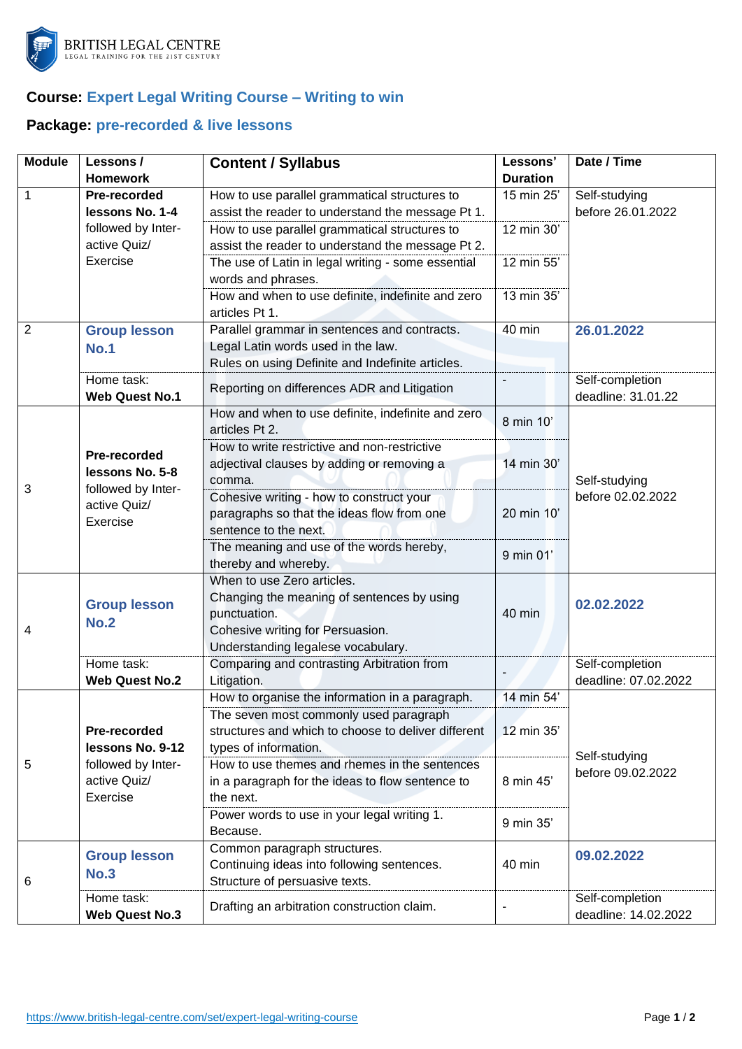BRITISH LEGAL CENTRE
LEGAL TRAINING FOR THE 21ST CENTURY

**Course:** **Expert Legal Writing Course – Writing to win**

**Package:** **pre-recorded & live lessons**

| Module | Lessons / Homework | Content / Syllabus | Lessons' Duration | Date / Time |
|---|---|---|---|---|
| 1 | **Pre-recorded lessons No. 1-4** followed by Inter-active Quiz/ Exercise | How to use parallel grammatical structures to assist the reader to understand the message Pt 1. | 15 min 25' | Self-studying before 26.01.2022 |
| | | How to use parallel grammatical structures to assist the reader to understand the message Pt 2. | 12 min 30' | |
| | | The use of Latin in legal writing - some essential words and phrases. | 12 min 55' | |
| | | How and when to use definite, indefinite and zero articles Pt 1. | 13 min 35' | |
| 2 | **Group lesson No.1** | Parallel grammar in sentences and contracts. Legal Latin words used in the law. Rules on using Definite and Indefinite articles. | 40 min | **26.01.2022** |
| | Home task: **Web Quest No.1** | Reporting on differences ADR and Litigation | - | Self-completion deadline: 31.01.22 |
| 3 | **Pre-recorded lessons No. 5-8** followed by Inter-active Quiz/ Exercise | How and when to use definite, indefinite and zero articles Pt 2. | 8 min 10' | Self-studying before 02.02.2022 |
| | | How to write restrictive and non-restrictive adjectival clauses by adding or removing a comma. | 14 min 30' | |
| | | Cohesive writing - how to construct your paragraphs so that the ideas flow from one sentence to the next. | 20 min 10' | |
| | | The meaning and use of the words hereby, thereby and whereby. | 9 min 01' | |
| 4 | **Group lesson No.2** | When to use Zero articles. Changing the meaning of sentences by using punctuation. Cohesive writing for Persuasion. Understanding legalese vocabulary. | 40 min | **02.02.2022** |
| | Home task: **Web Quest No.2** | Comparing and contrasting Arbitration from Litigation. | - | Self-completion deadline: 07.02.2022 |
| 5 | **Pre-recorded lessons No. 9-12** followed by Inter-active Quiz/ Exercise | How to organise the information in a paragraph. | 14 min 54' | Self-studying before 09.02.2022 |
| | | The seven most commonly used paragraph structures and which to choose to deliver different types of information. | 12 min 35' | |
| | | How to use themes and rhemes in the sentences in a paragraph for the ideas to flow sentence to the next. | 8 min 45' | |
| | | Power words to use in your legal writing 1. Because. | 9 min 35' | |
| 6 | **Group lesson No.3** | Common paragraph structures. Continuing ideas into following sentences. Structure of persuasive texts. | 40 min | **09.02.2022** |
| | Home task: **Web Quest No.3** | Drafting an arbitration construction claim. | - | Self-completion deadline: 14.02.2022 |

https://www.british-legal-centre.com/set/expert-legal-writing-course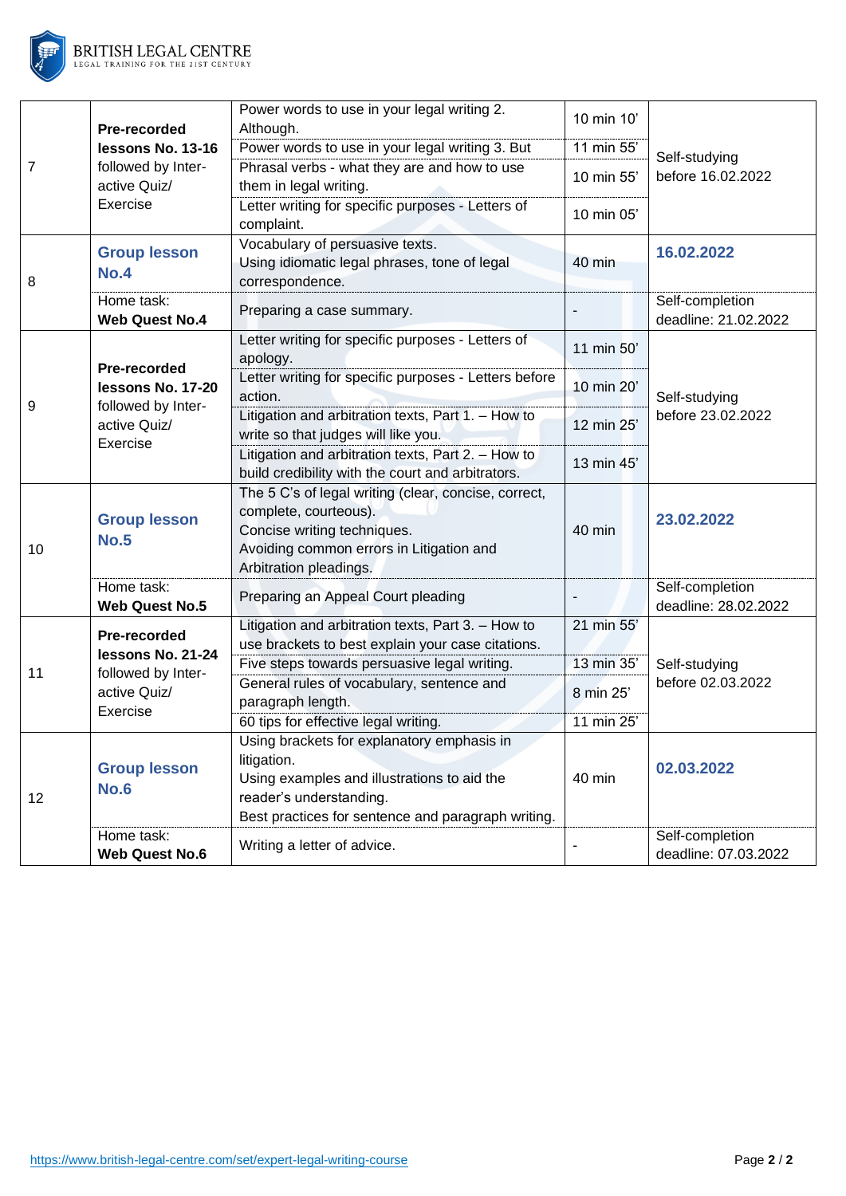| | | | | |
|---|---|---|---|---|
| 7 | **Pre-recorded lessons No. 13-16** followed by Inter-active Quiz/ Exercise | Power words to use in your legal writing 2. Although. | 10 min 10’ | Self-studying before 16.02.2022 |
| | | Power words to use in your legal writing 3. But | 11 min 55’ | |
| | | Phrasal verbs - what they are and how to use them in legal writing. | 10 min 55’ | |
| | | Letter writing for specific purposes - Letters of complaint. | 10 min 05’ | |
| 8 | **Group lesson No.4** | Vocabulary of persuasive texts. Using idiomatic legal phrases, tone of legal correspondence. | 40 min | **16.02.2022** |
| | Home task: **Web Quest No.4** | Preparing a case summary. | - | Self-completion deadline: 21.02.2022 |
| 9 | **Pre-recorded lessons No. 17-20** followed by Inter-active Quiz/ Exercise | Letter writing for specific purposes - Letters of apology. | 11 min 50’ | Self-studying before 23.02.2022 |
| | | Letter writing for specific purposes - Letters before action. | 10 min 20’ | |
| | | Litigation and arbitration texts, Part 1. – How to write so that judges will like you. | 12 min 25’ | |
| | | Litigation and arbitration texts, Part 2. – How to build credibility with the court and arbitrators. | 13 min 45’ | |
| 10 | **Group lesson No.5** | The 5 C’s of legal writing (clear, concise, correct, complete, courteous). Concise writing techniques. Avoiding common errors in Litigation and Arbitration pleadings. | 40 min | **23.02.2022** |
| | Home task: **Web Quest No.5** | Preparing an Appeal Court pleading | - | Self-completion deadline: 28.02.2022 |
| 11 | **Pre-recorded lessons No. 21-24** followed by Inter-active Quiz/ Exercise | Litigation and arbitration texts, Part 3. – How to use brackets to best explain your case citations. | 21 min 55’ | Self-studying before 02.03.2022 |
| | | Five steps towards persuasive legal writing. | 13 min 35’ | |
| | | General rules of vocabulary, sentence and paragraph length. | 8 min 25’ | |
| | | 60 tips for effective legal writing. | 11 min 25’ | |
| 12 | **Group lesson No.6** | Using brackets for explanatory emphasis in litigation. Using examples and illustrations to aid the reader’s understanding. Best practices for sentence and paragraph writing. | 40 min | **02.03.2022** |
| | Home task: **Web Quest No.6** | Writing a letter of advice. | - | Self-completion deadline: 07.03.2022 |

https://www.british-legal-centre.com/set/expert-legal-writing-course